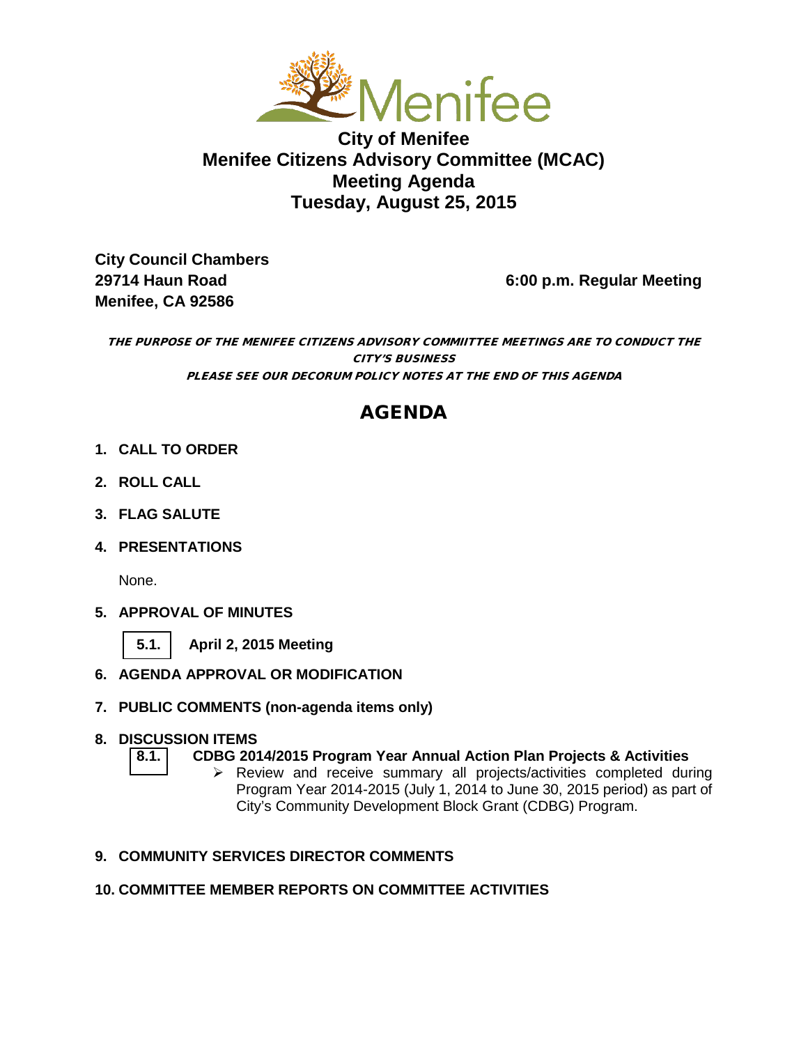Menifee

# City of Menifee
# Menifee Citizens Advisory Committee (MCAC)
# Meeting Agenda
# Tuesday, August 25, 2015

**City Council Chambers**
**29714 Haun Road**
**Menifee, CA 92586**

**6:00 p.m. Regular Meeting**

***THE PURPOSE OF THE MENIFEE CITIZENS ADVISORY COMMIITTEE MEETINGS ARE TO CONDUCT THE CITY'S BUSINESS***

***PLEASE SEE OUR DECORUM POLICY NOTES AT THE END OF THIS AGENDA***

## AGENDA

1. **CALL TO ORDER**

2. **ROLL CALL**

3. **FLAG SALUTE**

4. **PRESENTATIONS**

   None.

5. **APPROVAL OF MINUTES**

   **5.1.** **April 2, 2015 Meeting**

6. **AGENDA APPROVAL OR MODIFICATION**

7. **PUBLIC COMMENTS (non-agenda items only)**

8. **DISCUSSION ITEMS**

   **8.1.** **CDBG 2014/2015 Program Year Annual Action Plan Projects & Activities**
   - Review and receive summary all projects/activities completed during Program Year 2014-2015 (July 1, 2014 to June 30, 2015 period) as part of City's Community Development Block Grant (CDBG) Program.

9. **COMMUNITY SERVICES DIRECTOR COMMENTS**

10. **COMMITTEE MEMBER REPORTS ON COMMITTEE ACTIVITIES**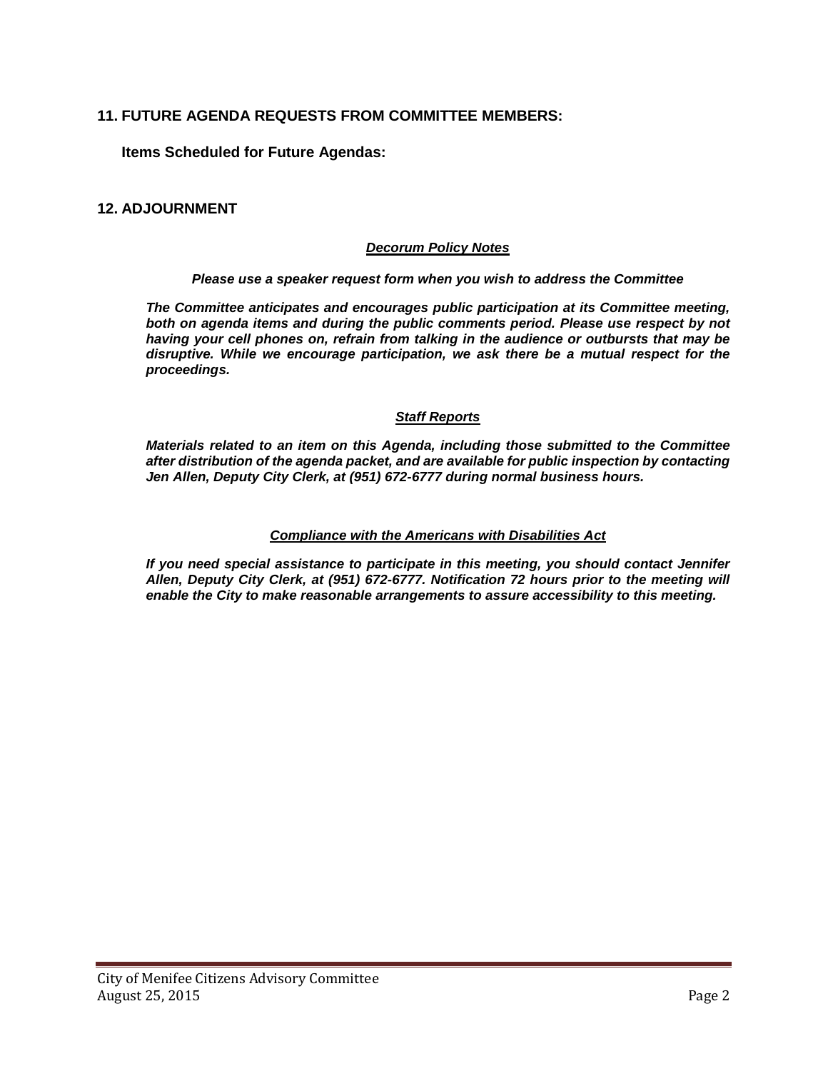## 11. FUTURE AGENDA REQUESTS FROM COMMITTEE MEMBERS:

**Items Scheduled for Future Agendas:**

## 12. ADJOURNMENT

***Decorum Policy Notes***

***Please use a speaker request form when you wish to address the Committee***

***The Committee anticipates and encourages public participation at its Committee meeting, both on agenda items and during the public comments period. Please use respect by not having your cell phones on, refrain from talking in the audience or outbursts that may be disruptive. While we encourage participation, we ask there be a mutual respect for the proceedings.***

***Staff Reports***

***Materials related to an item on this Agenda, including those submitted to the Committee after distribution of the agenda packet, and are available for public inspection by contacting Jen Allen, Deputy City Clerk, at (951) 672-6777 during normal business hours.***

***Compliance with the Americans with Disabilities Act***

***If you need special assistance to participate in this meeting, you should contact Jennifer Allen, Deputy City Clerk, at (951) 672-6777. Notification 72 hours prior to the meeting will enable the City to make reasonable arrangements to assure accessibility to this meeting.***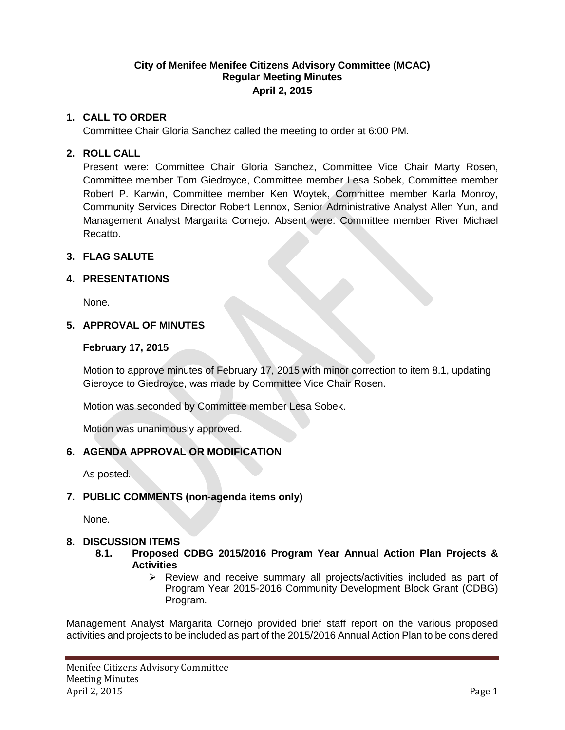**City of Menifee Menifee Citizens Advisory Committee (MCAC)**
**Regular Meeting Minutes**
**April 2, 2015**

1. **CALL TO ORDER**

   Committee Chair Gloria Sanchez called the meeting to order at 6:00 PM.

2. **ROLL CALL**

   Present were: Committee Chair Gloria Sanchez, Committee Vice Chair Marty Rosen, Committee member Tom Giedroyce, Committee member Lesa Sobek, Committee member Robert P. Karwin, Committee member Ken Woytek, Committee member Karla Monroy, Community Services Director Robert Lennox, Senior Administrative Analyst Allen Yun, and Management Analyst Margarita Cornejo. Absent were: Committee member River Michael Recatto.

3. **FLAG SALUTE**

4. **PRESENTATIONS**

   None.

5. **APPROVAL OF MINUTES**

   **February 17, 2015**

   Motion to approve minutes of February 17, 2015 with minor correction to item 8.1, updating Gieroyce to Giedroyce, was made by Committee Vice Chair Rosen.

   Motion was seconded by Committee member Lesa Sobek.

   Motion was unanimously approved.

6. **AGENDA APPROVAL OR MODIFICATION**

   As posted.

7. **PUBLIC COMMENTS (non-agenda items only)**

   None.

8. **DISCUSSION ITEMS**

   **8.1. Proposed CDBG 2015/2016 Program Year Annual Action Plan Projects & Activities**

   - Review and receive summary all projects/activities included as part of Program Year 2015-2016 Community Development Block Grant (CDBG) Program.

Management Analyst Margarita Cornejo provided brief staff report on the various proposed activities and projects to be included as part of the 2015/2016 Annual Action Plan to be considered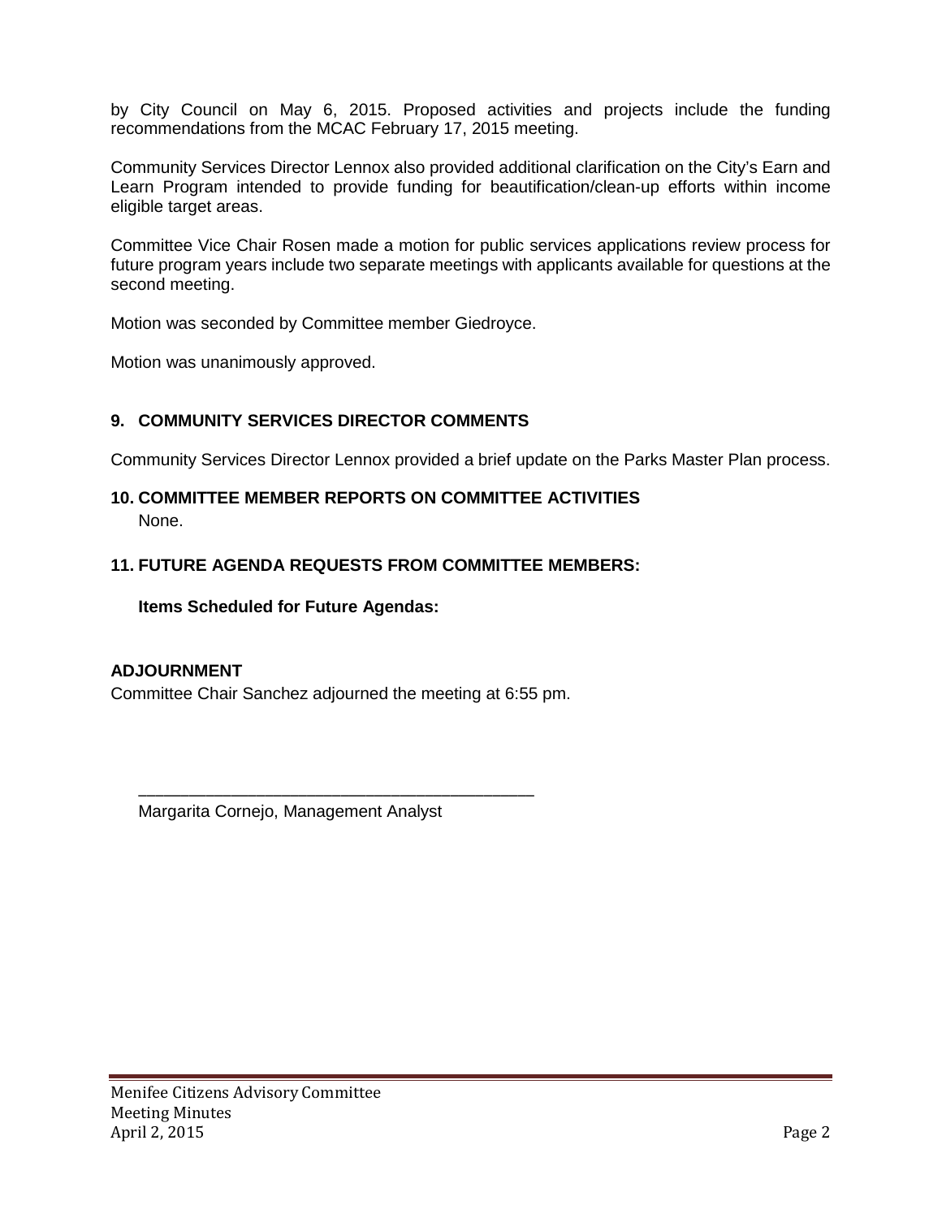by City Council on May 6, 2015. Proposed activities and projects include the funding recommendations from the MCAC February 17, 2015 meeting.

Community Services Director Lennox also provided additional clarification on the City's Earn and Learn Program intended to provide funding for beautification/clean-up efforts within income eligible target areas.

Committee Vice Chair Rosen made a motion for public services applications review process for future program years include two separate meetings with applicants available for questions at the second meeting.

Motion was seconded by Committee member Giedroyce.

Motion was unanimously approved.

**9. COMMUNITY SERVICES DIRECTOR COMMENTS**

Community Services Director Lennox provided a brief update on the Parks Master Plan process.

**10. COMMITTEE MEMBER REPORTS ON COMMITTEE ACTIVITIES**

None.

**11. FUTURE AGENDA REQUESTS FROM COMMITTEE MEMBERS:**

**Items Scheduled for Future Agendas:**

**ADJOURNMENT**

Committee Chair Sanchez adjourned the meeting at 6:55 pm.

___________________________________________

Margarita Cornejo, Management Analyst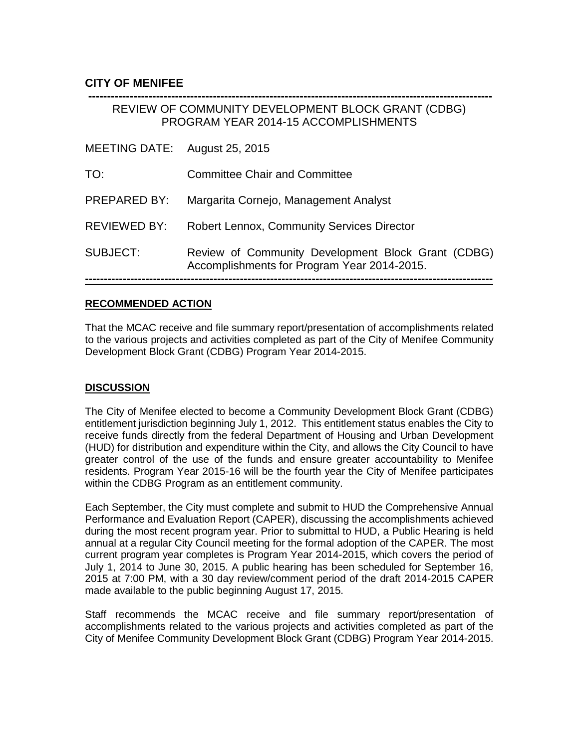**CITY OF MENIFEE**

REVIEW OF COMMUNITY DEVELOPMENT BLOCK GRANT (CDBG) PROGRAM YEAR 2014-15 ACCOMPLISHMENTS

| | |
|---|---|
| MEETING DATE: | August 25, 2015 |
| TO: | Committee Chair and Committee |
| PREPARED BY: | Margarita Cornejo, Management Analyst |
| REVIEWED BY: | Robert Lennox, Community Services Director |
| SUBJECT: | Review of Community Development Block Grant (CDBG) Accomplishments for Program Year 2014-2015. |

**RECOMMENDED ACTION**

That the MCAC receive and file summary report/presentation of accomplishments related to the various projects and activities completed as part of the City of Menifee Community Development Block Grant (CDBG) Program Year 2014-2015.

**DISCUSSION**

The City of Menifee elected to become a Community Development Block Grant (CDBG) entitlement jurisdiction beginning July 1, 2012. This entitlement status enables the City to receive funds directly from the federal Department of Housing and Urban Development (HUD) for distribution and expenditure within the City, and allows the City Council to have greater control of the use of the funds and ensure greater accountability to Menifee residents. Program Year 2015-16 will be the fourth year the City of Menifee participates within the CDBG Program as an entitlement community.

Each September, the City must complete and submit to HUD the Comprehensive Annual Performance and Evaluation Report (CAPER), discussing the accomplishments achieved during the most recent program year. Prior to submittal to HUD, a Public Hearing is held annual at a regular City Council meeting for the formal adoption of the CAPER. The most current program year completes is Program Year 2014-2015, which covers the period of July 1, 2014 to June 30, 2015. A public hearing has been scheduled for September 16, 2015 at 7:00 PM, with a 30 day review/comment period of the draft 2014-2015 CAPER made available to the public beginning August 17, 2015.

Staff recommends the MCAC receive and file summary report/presentation of accomplishments related to the various projects and activities completed as part of the City of Menifee Community Development Block Grant (CDBG) Program Year 2014-2015.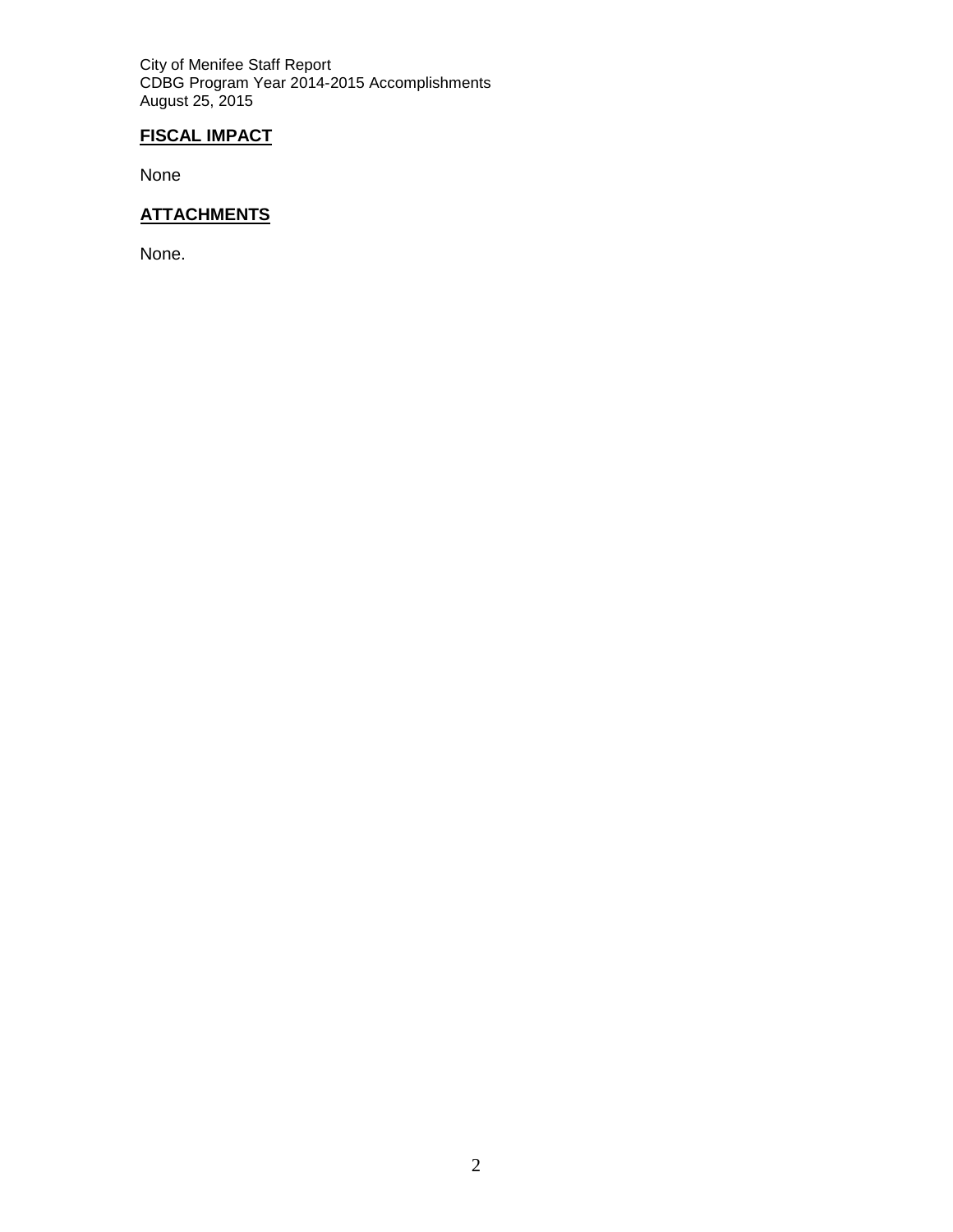## FISCAL IMPACT

None

## ATTACHMENTS

None.